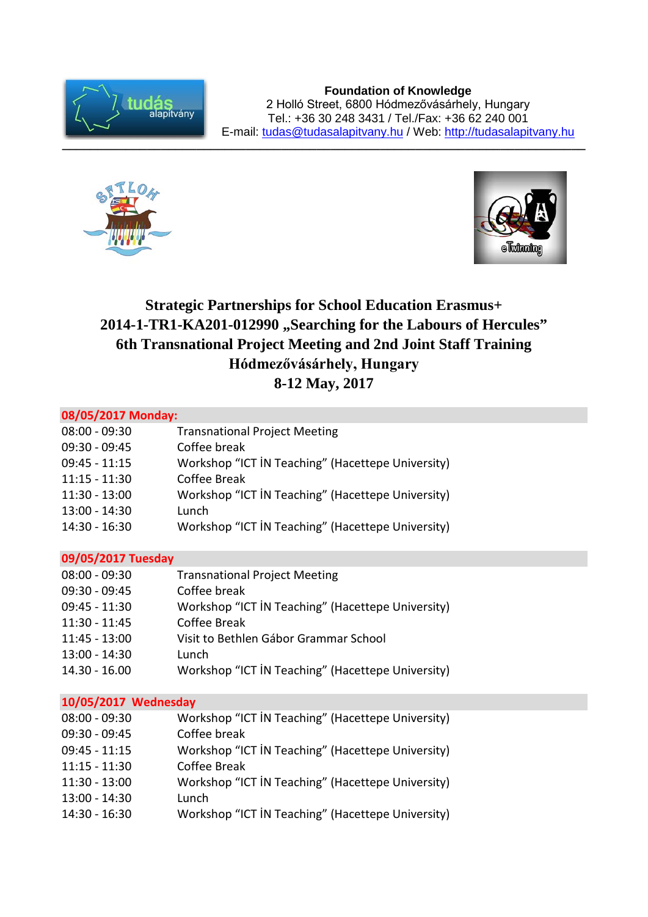**Foundation of Knowledge**
2 Holló Street, 6800 Hódmezővásárhely, Hungary
Tel.: +36 30 248 3431 / Tel./Fax: +36 62 240 001
E-mail: tudas@tudasalapitvany.hu / Web: http://tudasalapitvany.hu

# Strategic Partnerships for School Education Erasmus+
# 2014-1-TR1-KA201-012990 „Searching for the Labours of Hercules"
# 6th Transnational Project Meeting and 2nd Joint Staff Training
# Hódmezővásárhely, Hungary
# 8-12 May, 2017

## 08/05/2017 Monday:

| | |
|---|---|
| 08:00 - 09:30 | Transnational Project Meeting |
| 09:30 - 09:45 | Coffee break |
| 09:45 - 11:15 | Workshop "ICT İN Teaching" (Hacettepe University) |
| 11:15 - 11:30 | Coffee Break |
| 11:30 - 13:00 | Workshop "ICT İN Teaching" (Hacettepe University) |
| 13:00 - 14:30 | Lunch |
| 14:30 - 16:30 | Workshop "ICT İN Teaching" (Hacettepe University) |

## 09/05/2017 Tuesday

| | |
|---|---|
| 08:00 - 09:30 | Transnational Project Meeting |
| 09:30 - 09:45 | Coffee break |
| 09:45 - 11:30 | Workshop "ICT İN Teaching" (Hacettepe University) |
| 11:30 - 11:45 | Coffee Break |
| 11:45 - 13:00 | Visit to Bethlen Gábor Grammar School |
| 13:00 - 14:30 | Lunch |
| 14.30 - 16.00 | Workshop "ICT İN Teaching" (Hacettepe University) |

## 10/05/2017 Wednesday

| | |
|---|---|
| 08:00 - 09:30 | Workshop "ICT İN Teaching" (Hacettepe University) |
| 09:30 - 09:45 | Coffee break |
| 09:45 - 11:15 | Workshop "ICT İN Teaching" (Hacettepe University) |
| 11:15 - 11:30 | Coffee Break |
| 11:30 - 13:00 | Workshop "ICT İN Teaching" (Hacettepe University) |
| 13:00 - 14:30 | Lunch |
| 14:30 - 16:30 | Workshop "ICT İN Teaching" (Hacettepe University) |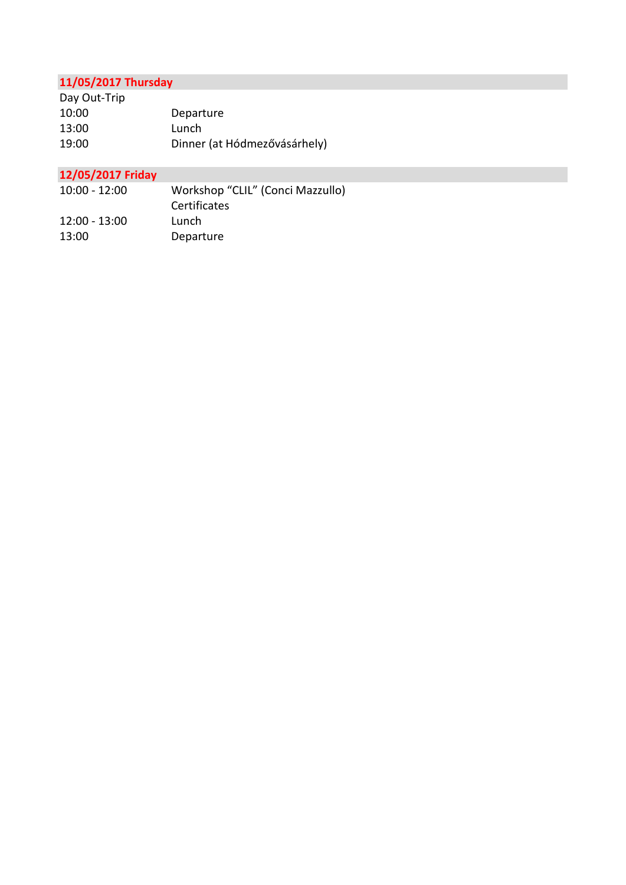## 11/05/2017 Thursday

| | |
|---|---|
| Day Out-Trip | |
| 10:00 | Departure |
| 13:00 | Lunch |
| 19:00 | Dinner (at Hódmezővásárhely) |

## 12/05/2017 Friday

| | |
|---|---|
| 10:00 - 12:00 | Workshop “CLIL” (Conci Mazzullo) |
| | Certificates |
| 12:00 - 13:00 | Lunch |
| 13:00 | Departure |